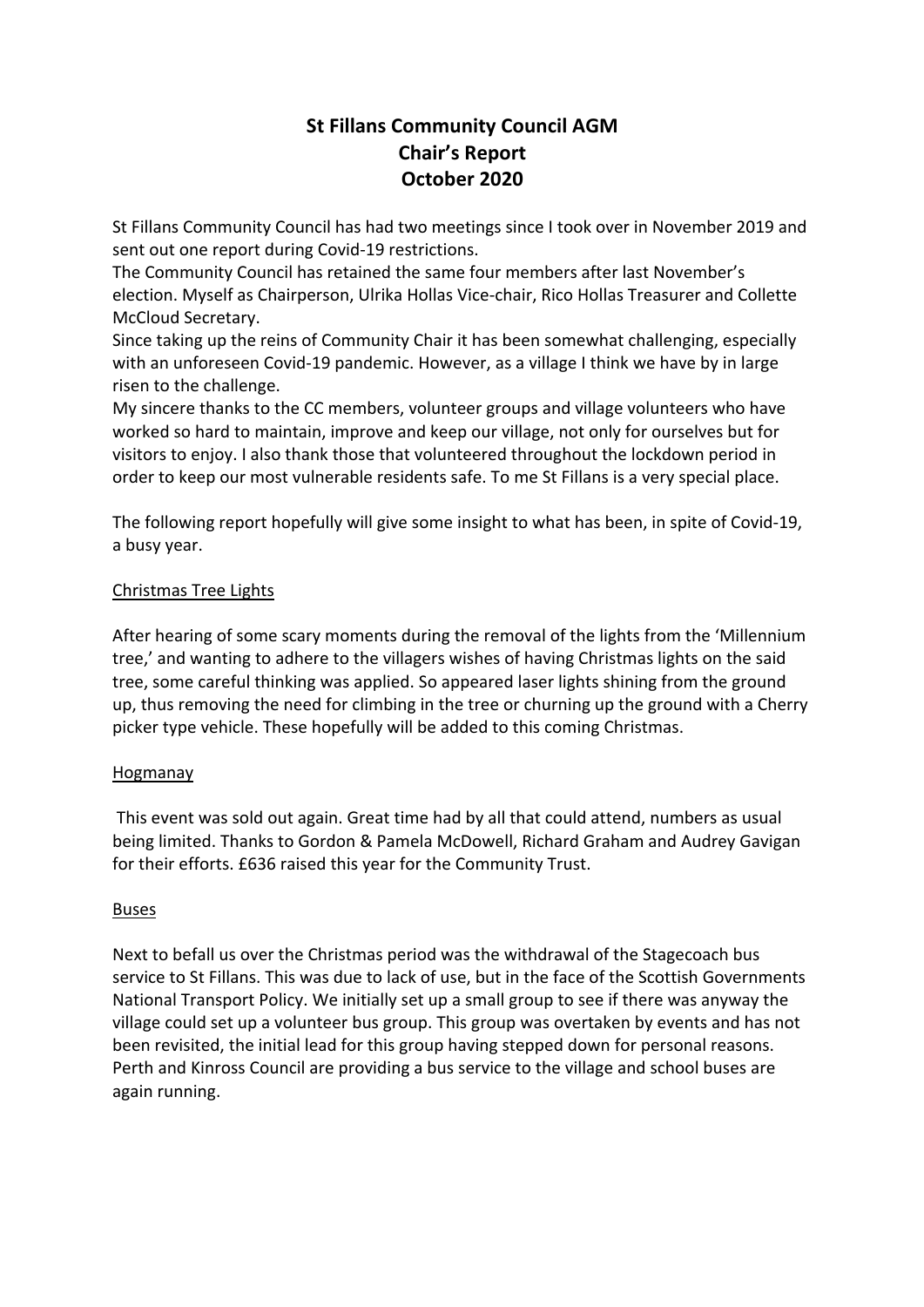# St Fillans Community Council AGM
## Chair's Report
## October 2020

St Fillans Community Council has had two meetings since I took over in November 2019 and sent out one report during Covid-19 restrictions.
The Community Council has retained the same four members after last November's election. Myself as Chairperson, Ulrika Hollas Vice-chair, Rico Hollas Treasurer and Collette McCloud Secretary.
Since taking up the reins of Community Chair it has been somewhat challenging, especially with an unforeseen Covid-19 pandemic. However, as a village I think we have by in large risen to the challenge.
My sincere thanks to the CC members, volunteer groups and village volunteers who have worked so hard to maintain, improve and keep our village, not only for ourselves but for visitors to enjoy. I also thank those that volunteered throughout the lockdown period in order to keep our most vulnerable residents safe. To me St Fillans is a very special place.

The following report hopefully will give some insight to what has been, in spite of Covid-19, a busy year.

<u>Christmas Tree Lights</u>

After hearing of some scary moments during the removal of the lights from the 'Millennium tree,' and wanting to adhere to the villagers wishes of having Christmas lights on the said tree, some careful thinking was applied. So appeared laser lights shining from the ground up, thus removing the need for climbing in the tree or churning up the ground with a Cherry picker type vehicle. These hopefully will be added to this coming Christmas.

<u>Hogmanay</u>

This event was sold out again. Great time had by all that could attend, numbers as usual being limited. Thanks to Gordon & Pamela McDowell, Richard Graham and Audrey Gavigan for their efforts. £636 raised this year for the Community Trust.

<u>Buses</u>

Next to befall us over the Christmas period was the withdrawal of the Stagecoach bus service to St Fillans. This was due to lack of use, but in the face of the Scottish Governments National Transport Policy. We initially set up a small group to see if there was anyway the village could set up a volunteer bus group. This group was overtaken by events and has not been revisited, the initial lead for this group having stepped down for personal reasons. Perth and Kinross Council are providing a bus service to the village and school buses are again running.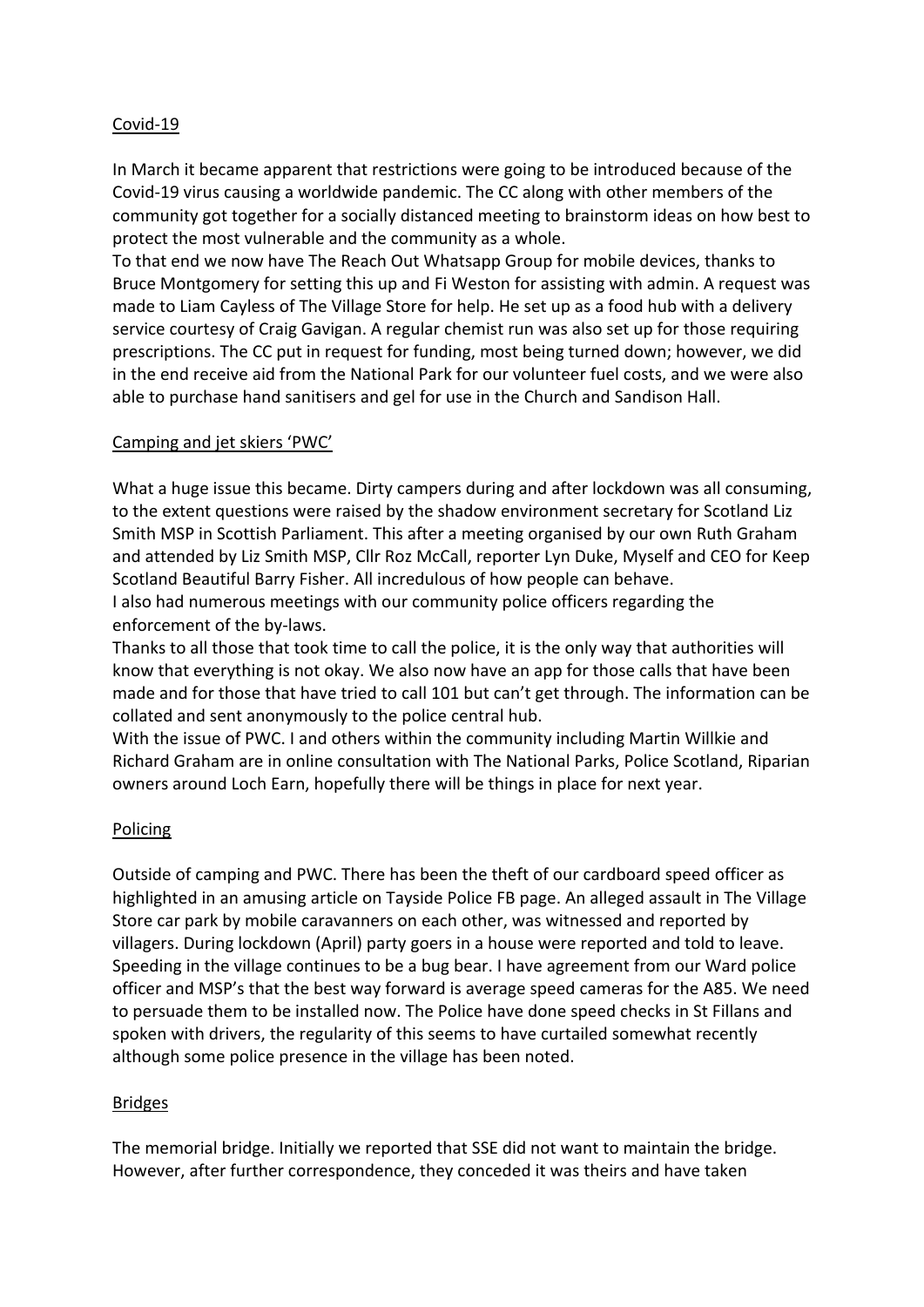## Covid-19

In March it became apparent that restrictions were going to be introduced because of the Covid-19 virus causing a worldwide pandemic. The CC along with other members of the community got together for a socially distanced meeting to brainstorm ideas on how best to protect the most vulnerable and the community as a whole.

To that end we now have The Reach Out Whatsapp Group for mobile devices, thanks to Bruce Montgomery for setting this up and Fi Weston for assisting with admin. A request was made to Liam Cayless of The Village Store for help. He set up as a food hub with a delivery service courtesy of Craig Gavigan. A regular chemist run was also set up for those requiring prescriptions. The CC put in request for funding, most being turned down; however, we did in the end receive aid from the National Park for our volunteer fuel costs, and we were also able to purchase hand sanitisers and gel for use in the Church and Sandison Hall.

## Camping and jet skiers 'PWC'

What a huge issue this became. Dirty campers during and after lockdown was all consuming, to the extent questions were raised by the shadow environment secretary for Scotland Liz Smith MSP in Scottish Parliament. This after a meeting organised by our own Ruth Graham and attended by Liz Smith MSP, Cllr Roz McCall, reporter Lyn Duke, Myself and CEO for Keep Scotland Beautiful Barry Fisher. All incredulous of how people can behave.

I also had numerous meetings with our community police officers regarding the enforcement of the by-laws.

Thanks to all those that took time to call the police, it is the only way that authorities will know that everything is not okay. We also now have an app for those calls that have been made and for those that have tried to call 101 but can't get through. The information can be collated and sent anonymously to the police central hub.

With the issue of PWC. I and others within the community including Martin Willkie and Richard Graham are in online consultation with The National Parks, Police Scotland, Riparian owners around Loch Earn, hopefully there will be things in place for next year.

## Policing

Outside of camping and PWC. There has been the theft of our cardboard speed officer as highlighted in an amusing article on Tayside Police FB page. An alleged assault in The Village Store car park by mobile caravanners on each other, was witnessed and reported by villagers. During lockdown (April) party goers in a house were reported and told to leave. Speeding in the village continues to be a bug bear. I have agreement from our Ward police officer and MSP's that the best way forward is average speed cameras for the A85. We need to persuade them to be installed now. The Police have done speed checks in St Fillans and spoken with drivers, the regularity of this seems to have curtailed somewhat recently although some police presence in the village has been noted.

## Bridges

The memorial bridge. Initially we reported that SSE did not want to maintain the bridge. However, after further correspondence, they conceded it was theirs and have taken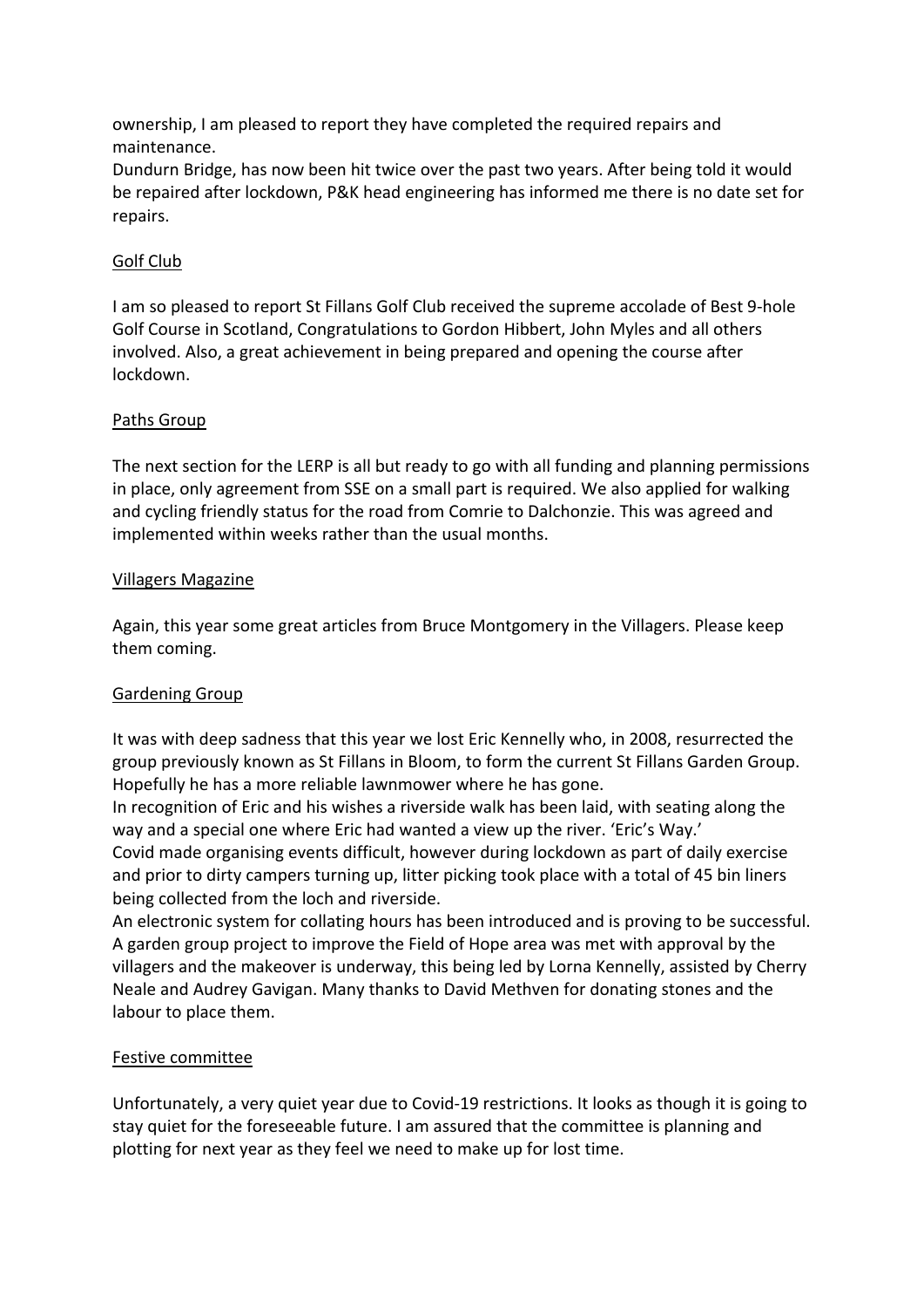ownership, I am pleased to report they have completed the required repairs and maintenance.
Dundurn Bridge, has now been hit twice over the past two years. After being told it would be repaired after lockdown, P&K head engineering has informed me there is no date set for repairs.

## Golf Club

I am so pleased to report St Fillans Golf Club received the supreme accolade of Best 9-hole Golf Course in Scotland, Congratulations to Gordon Hibbert, John Myles and all others involved. Also, a great achievement in being prepared and opening the course after lockdown.

## Paths Group

The next section for the LERP is all but ready to go with all funding and planning permissions in place, only agreement from SSE on a small part is required. We also applied for walking and cycling friendly status for the road from Comrie to Dalchonzie. This was agreed and implemented within weeks rather than the usual months.

## Villagers Magazine

Again, this year some great articles from Bruce Montgomery in the Villagers. Please keep them coming.

## Gardening Group

It was with deep sadness that this year we lost Eric Kennelly who, in 2008, resurrected the group previously known as St Fillans in Bloom, to form the current St Fillans Garden Group. Hopefully he has a more reliable lawnmower where he has gone.
In recognition of Eric and his wishes a riverside walk has been laid, with seating along the way and a special one where Eric had wanted a view up the river. 'Eric's Way.'
Covid made organising events difficult, however during lockdown as part of daily exercise and prior to dirty campers turning up, litter picking took place with a total of 45 bin liners being collected from the loch and riverside.
An electronic system for collating hours has been introduced and is proving to be successful.
A garden group project to improve the Field of Hope area was met with approval by the villagers and the makeover is underway, this being led by Lorna Kennelly, assisted by Cherry Neale and Audrey Gavigan. Many thanks to David Methven for donating stones and the labour to place them.

## Festive committee

Unfortunately, a very quiet year due to Covid-19 restrictions. It looks as though it is going to stay quiet for the foreseeable future. I am assured that the committee is planning and plotting for next year as they feel we need to make up for lost time.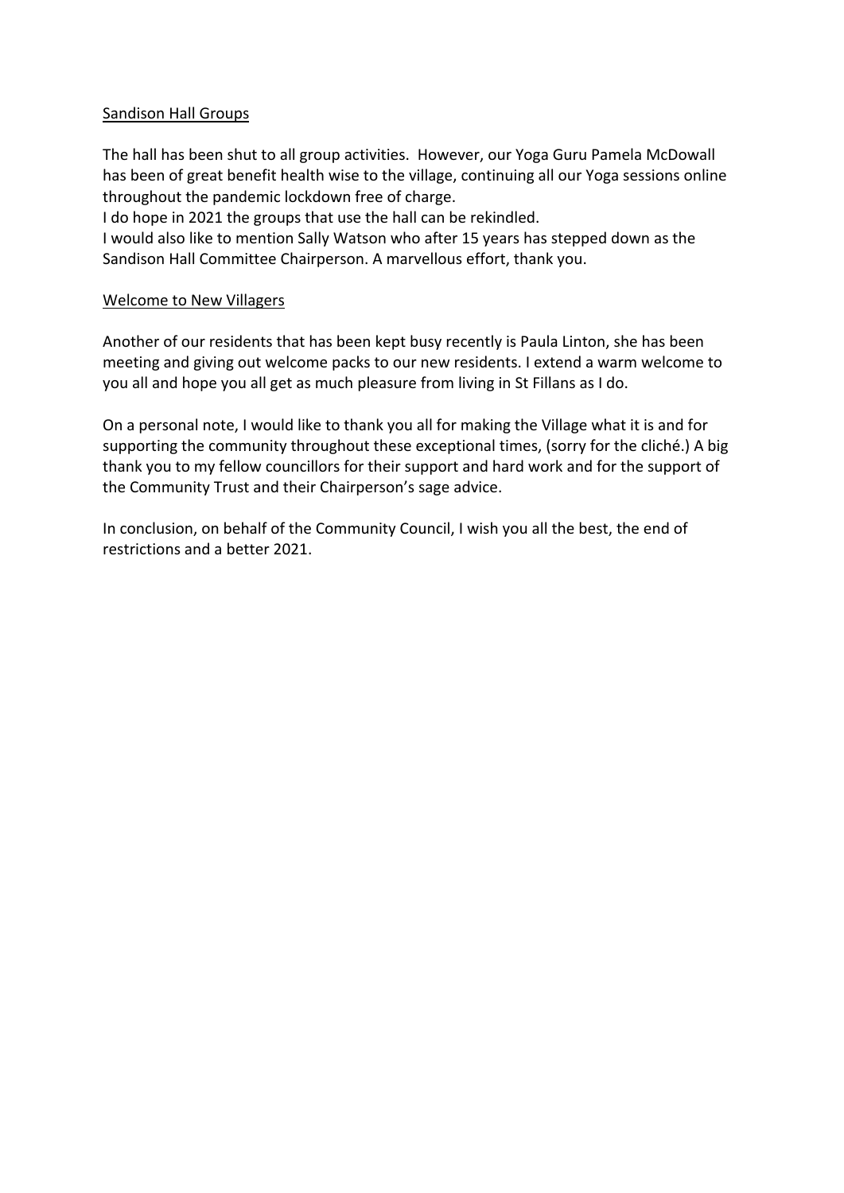<u>Sandison Hall Groups</u>

The hall has been shut to all group activities. However, our Yoga Guru Pamela McDowall has been of great benefit health wise to the village, continuing all our Yoga sessions online throughout the pandemic lockdown free of charge.
I do hope in 2021 the groups that use the hall can be rekindled.
I would also like to mention Sally Watson who after 15 years has stepped down as the Sandison Hall Committee Chairperson. A marvellous effort, thank you.

<u>Welcome to New Villagers</u>

Another of our residents that has been kept busy recently is Paula Linton, she has been meeting and giving out welcome packs to our new residents. I extend a warm welcome to you all and hope you all get as much pleasure from living in St Fillans as I do.

On a personal note, I would like to thank you all for making the Village what it is and for supporting the community throughout these exceptional times, (sorry for the cliché.) A big thank you to my fellow councillors for their support and hard work and for the support of the Community Trust and their Chairperson's sage advice.

In conclusion, on behalf of the Community Council, I wish you all the best, the end of restrictions and a better 2021.